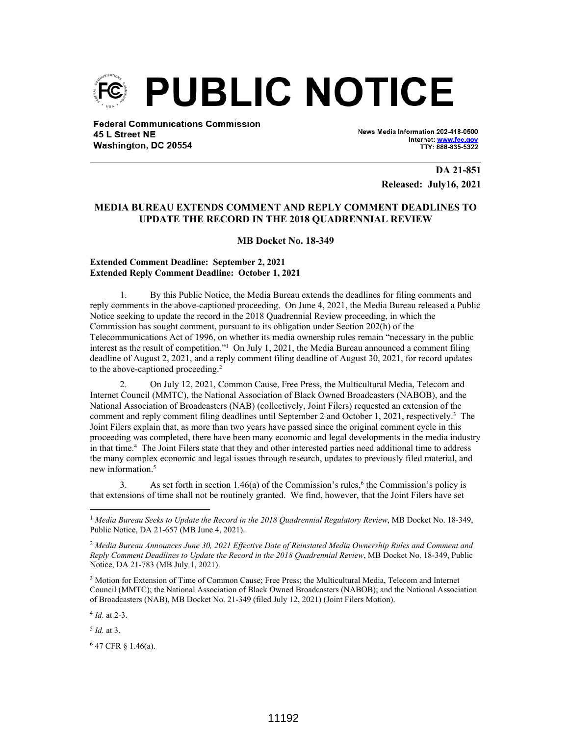# PUBLIC NOTICE

**Federal Communications Commission**
**45 L Street NE**
**Washington, DC 20554**

News Media Information 202-418-0500
Internet: www.fcc.gov
TTY: 888-835-5322

**DA 21-851**
**Released: July16, 2021**

## MEDIA BUREAU EXTENDS COMMENT AND REPLY COMMENT DEADLINES TO UPDATE THE RECORD IN THE 2018 QUADRENNIAL REVIEW

**MB Docket No. 18-349**

**Extended Comment Deadline: September 2, 2021**
**Extended Reply Comment Deadline: October 1, 2021**

1. By this Public Notice, the Media Bureau extends the deadlines for filing comments and reply comments in the above-captioned proceeding. On June 4, 2021, the Media Bureau released a Public Notice seeking to update the record in the 2018 Quadrennial Review proceeding, in which the Commission has sought comment, pursuant to its obligation under Section 202(h) of the Telecommunications Act of 1996, on whether its media ownership rules remain "necessary in the public interest as the result of competition."[1] On July 1, 2021, the Media Bureau announced a comment filing deadline of August 2, 2021, and a reply comment filing deadline of August 30, 2021, for record updates to the above-captioned proceeding.[2]

2. On July 12, 2021, Common Cause, Free Press, the Multicultural Media, Telecom and Internet Council (MMTC), the National Association of Black Owned Broadcasters (NABOB), and the National Association of Broadcasters (NAB) (collectively, Joint Filers) requested an extension of the comment and reply comment filing deadlines until September 2 and October 1, 2021, respectively.[3] The Joint Filers explain that, as more than two years have passed since the original comment cycle in this proceeding was completed, there have been many economic and legal developments in the media industry in that time.[4] The Joint Filers state that they and other interested parties need additional time to address the many complex economic and legal issues through research, updates to previously filed material, and new information.[5]

3. As set forth in section 1.46(a) of the Commission's rules,[6] the Commission's policy is that extensions of time shall not be routinely granted. We find, however, that the Joint Filers have set

---

[1] *Media Bureau Seeks to Update the Record in the 2018 Quadrennial Regulatory Review*, MB Docket No. 18-349, Public Notice, DA 21-657 (MB June 4, 2021).

[2] *Media Bureau Announces June 30, 2021 Effective Date of Reinstated Media Ownership Rules and Comment and Reply Comment Deadlines to Update the Record in the 2018 Quadrennial Review*, MB Docket No. 18-349, Public Notice, DA 21-783 (MB July 1, 2021).

[3] Motion for Extension of Time of Common Cause; Free Press; the Multicultural Media, Telecom and Internet Council (MMTC); the National Association of Black Owned Broadcasters (NABOB); and the National Association of Broadcasters (NAB), MB Docket No. 21-349 (filed July 12, 2021) (Joint Filers Motion).

[4] *Id.* at 2-3.

[5] *Id.* at 3.

[6] 47 CFR § 1.46(a).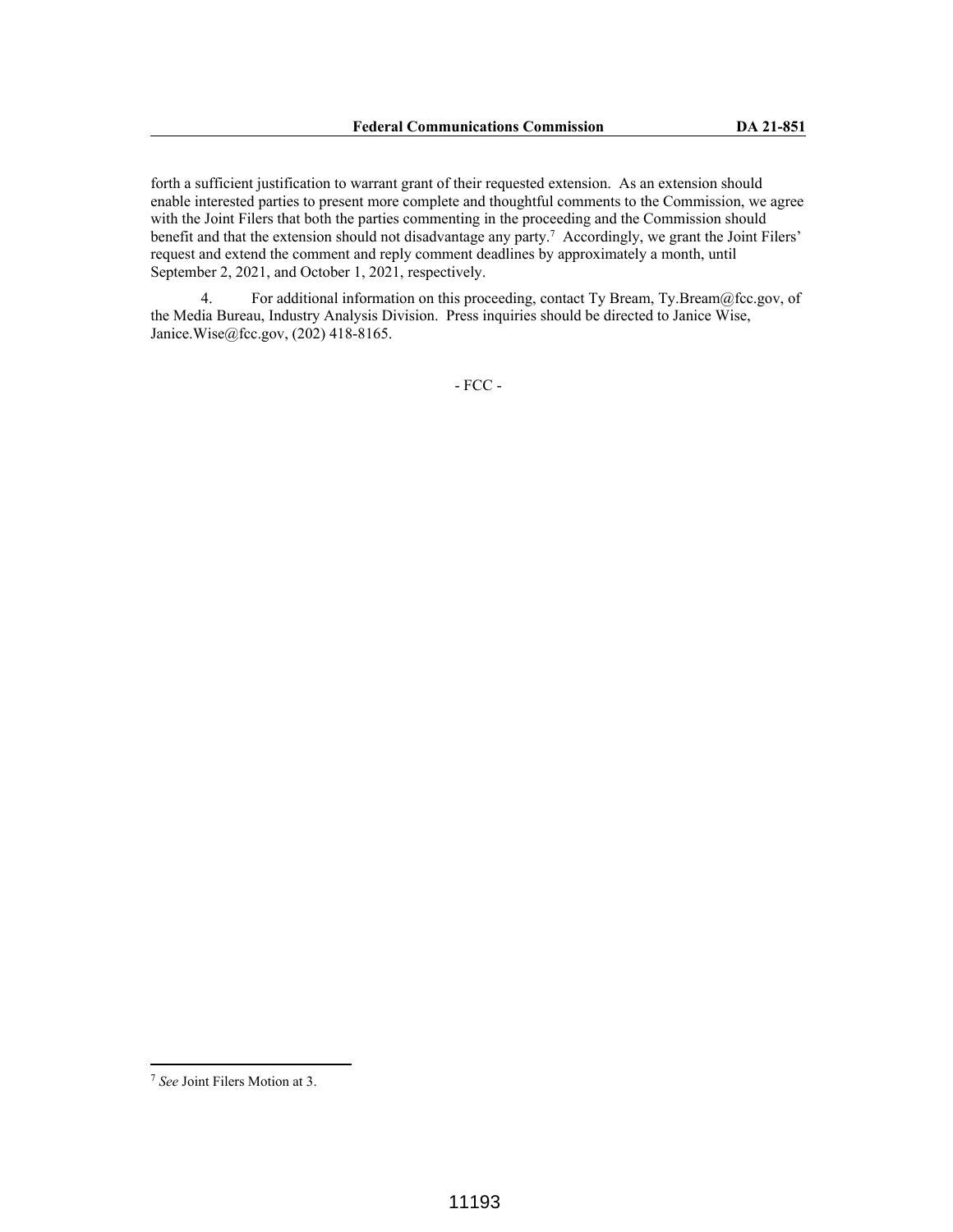forth a sufficient justification to warrant grant of their requested extension. As an extension should enable interested parties to present more complete and thoughtful comments to the Commission, we agree with the Joint Filers that both the parties commenting in the proceeding and the Commission should benefit and that the extension should not disadvantage any party.[7] Accordingly, we grant the Joint Filers' request and extend the comment and reply comment deadlines by approximately a month, until September 2, 2021, and October 1, 2021, respectively.

4. For additional information on this proceeding, contact Ty Bream, Ty.Bream@fcc.gov, of the Media Bureau, Industry Analysis Division. Press inquiries should be directed to Janice Wise, Janice.Wise@fcc.gov, (202) 418-8165.

- FCC -

[7] *See* Joint Filers Motion at 3.